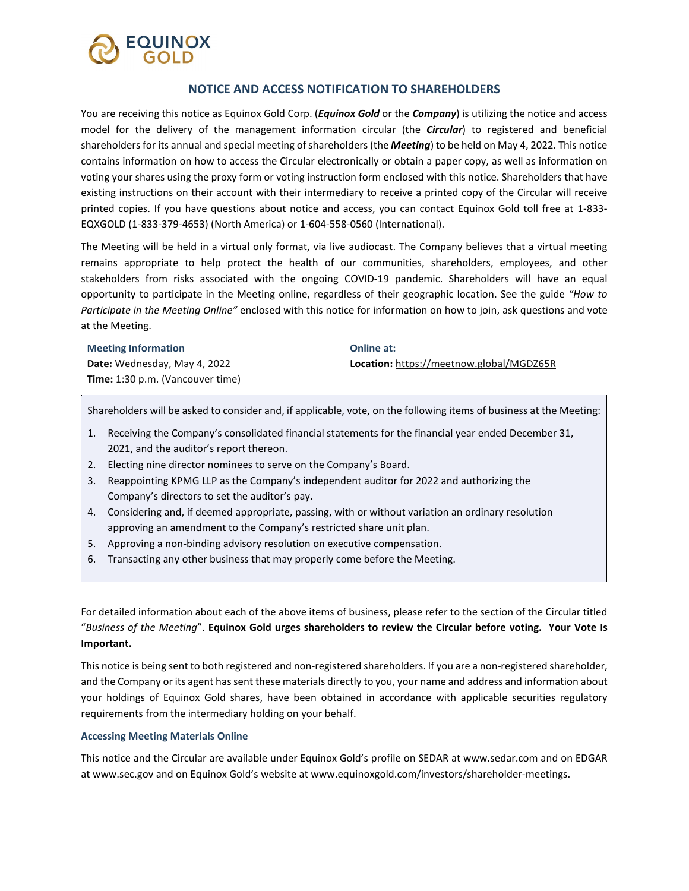EQUINOX GOLD

# NOTICE AND ACCESS NOTIFICATION TO SHAREHOLDERS

You are receiving this notice as Equinox Gold Corp. (***Equinox Gold*** or the ***Company***) is utilizing the notice and access model for the delivery of the management information circular (the ***Circular***) to registered and beneficial shareholders for its annual and special meeting of shareholders (the ***Meeting***) to be held on May 4, 2022. This notice contains information on how to access the Circular electronically or obtain a paper copy, as well as information on voting your shares using the proxy form or voting instruction form enclosed with this notice. Shareholders that have existing instructions on their account with their intermediary to receive a printed copy of the Circular will receive printed copies. If you have questions about notice and access, you can contact Equinox Gold toll free at 1-833-EQXGOLD (1-833-379-4653) (North America) or 1-604-558-0560 (International).

The Meeting will be held in a virtual only format, via live audiocast. The Company believes that a virtual meeting remains appropriate to help protect the health of our communities, shareholders, employees, and other stakeholders from risks associated with the ongoing COVID-19 pandemic. Shareholders will have an equal opportunity to participate in the Meeting online, regardless of their geographic location. See the guide *"How to Participate in the Meeting Online"* enclosed with this notice for information on how to join, ask questions and vote at the Meeting.

**Meeting Information**
**Date:** Wednesday, May 4, 2022
**Time:** 1:30 p.m. (Vancouver time)

**Online at:**
**Location:** https://meetnow.global/MGDZ65R

Shareholders will be asked to consider and, if applicable, vote, on the following items of business at the Meeting:

1. Receiving the Company's consolidated financial statements for the financial year ended December 31, 2021, and the auditor's report thereon.
2. Electing nine director nominees to serve on the Company's Board.
3. Reappointing KPMG LLP as the Company's independent auditor for 2022 and authorizing the Company's directors to set the auditor's pay.
4. Considering and, if deemed appropriate, passing, with or without variation an ordinary resolution approving an amendment to the Company's restricted share unit plan.
5. Approving a non-binding advisory resolution on executive compensation.
6. Transacting any other business that may properly come before the Meeting.

For detailed information about each of the above items of business, please refer to the section of the Circular titled "*Business of the Meeting*". **Equinox Gold urges shareholders to review the Circular before voting. Your Vote Is Important.**

This notice is being sent to both registered and non-registered shareholders. If you are a non-registered shareholder, and the Company or its agent has sent these materials directly to you, your name and address and information about your holdings of Equinox Gold shares, have been obtained in accordance with applicable securities regulatory requirements from the intermediary holding on your behalf.

### Accessing Meeting Materials Online

This notice and the Circular are available under Equinox Gold's profile on SEDAR at www.sedar.com and on EDGAR at www.sec.gov and on Equinox Gold's website at www.equinoxgold.com/investors/shareholder-meetings.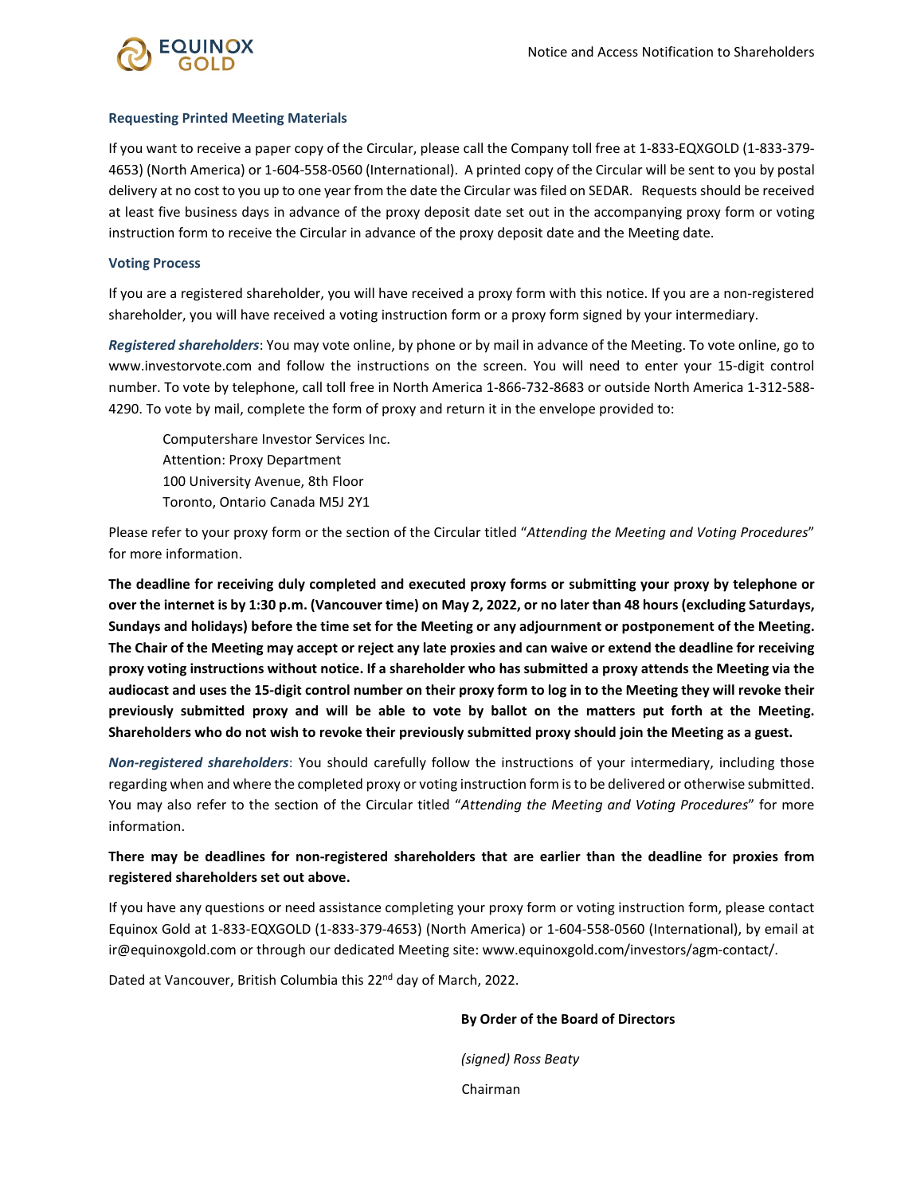### Requesting Printed Meeting Materials

If you want to receive a paper copy of the Circular, please call the Company toll free at 1-833-EQXGOLD (1-833-379-4653) (North America) or 1-604-558-0560 (International). A printed copy of the Circular will be sent to you by postal delivery at no cost to you up to one year from the date the Circular was filed on SEDAR. Requests should be received at least five business days in advance of the proxy deposit date set out in the accompanying proxy form or voting instruction form to receive the Circular in advance of the proxy deposit date and the Meeting date.

### Voting Process

If you are a registered shareholder, you will have received a proxy form with this notice. If you are a non-registered shareholder, you will have received a voting instruction form or a proxy form signed by your intermediary.

***Registered shareholders***: You may vote online, by phone or by mail in advance of the Meeting. To vote online, go to www.investorvote.com and follow the instructions on the screen. You will need to enter your 15-digit control number. To vote by telephone, call toll free in North America 1-866-732-8683 or outside North America 1-312-588-4290. To vote by mail, complete the form of proxy and return it in the envelope provided to:

> Computershare Investor Services Inc.
> Attention: Proxy Department
> 100 University Avenue, 8th Floor
> Toronto, Ontario Canada M5J 2Y1

Please refer to your proxy form or the section of the Circular titled "*Attending the Meeting and Voting Procedures*" for more information.

**The deadline for receiving duly completed and executed proxy forms or submitting your proxy by telephone or over the internet is by 1:30 p.m. (Vancouver time) on May 2, 2022, or no later than 48 hours (excluding Saturdays, Sundays and holidays) before the time set for the Meeting or any adjournment or postponement of the Meeting. The Chair of the Meeting may accept or reject any late proxies and can waive or extend the deadline for receiving proxy voting instructions without notice. If a shareholder who has submitted a proxy attends the Meeting via the audiocast and uses the 15-digit control number on their proxy form to log in to the Meeting they will revoke their previously submitted proxy and will be able to vote by ballot on the matters put forth at the Meeting. Shareholders who do not wish to revoke their previously submitted proxy should join the Meeting as a guest.**

***Non-registered shareholders***: You should carefully follow the instructions of your intermediary, including those regarding when and where the completed proxy or voting instruction form is to be delivered or otherwise submitted. You may also refer to the section of the Circular titled "*Attending the Meeting and Voting Procedures*" for more information.

**There may be deadlines for non-registered shareholders that are earlier than the deadline for proxies from registered shareholders set out above.**

If you have any questions or need assistance completing your proxy form or voting instruction form, please contact Equinox Gold at 1-833-EQXGOLD (1-833-379-4653) (North America) or 1-604-558-0560 (International), by email at ir@equinoxgold.com or through our dedicated Meeting site: www.equinoxgold.com/investors/agm-contact/.

Dated at Vancouver, British Columbia this 22nd day of March, 2022.

**By Order of the Board of Directors**

*(signed) Ross Beaty*

Chairman